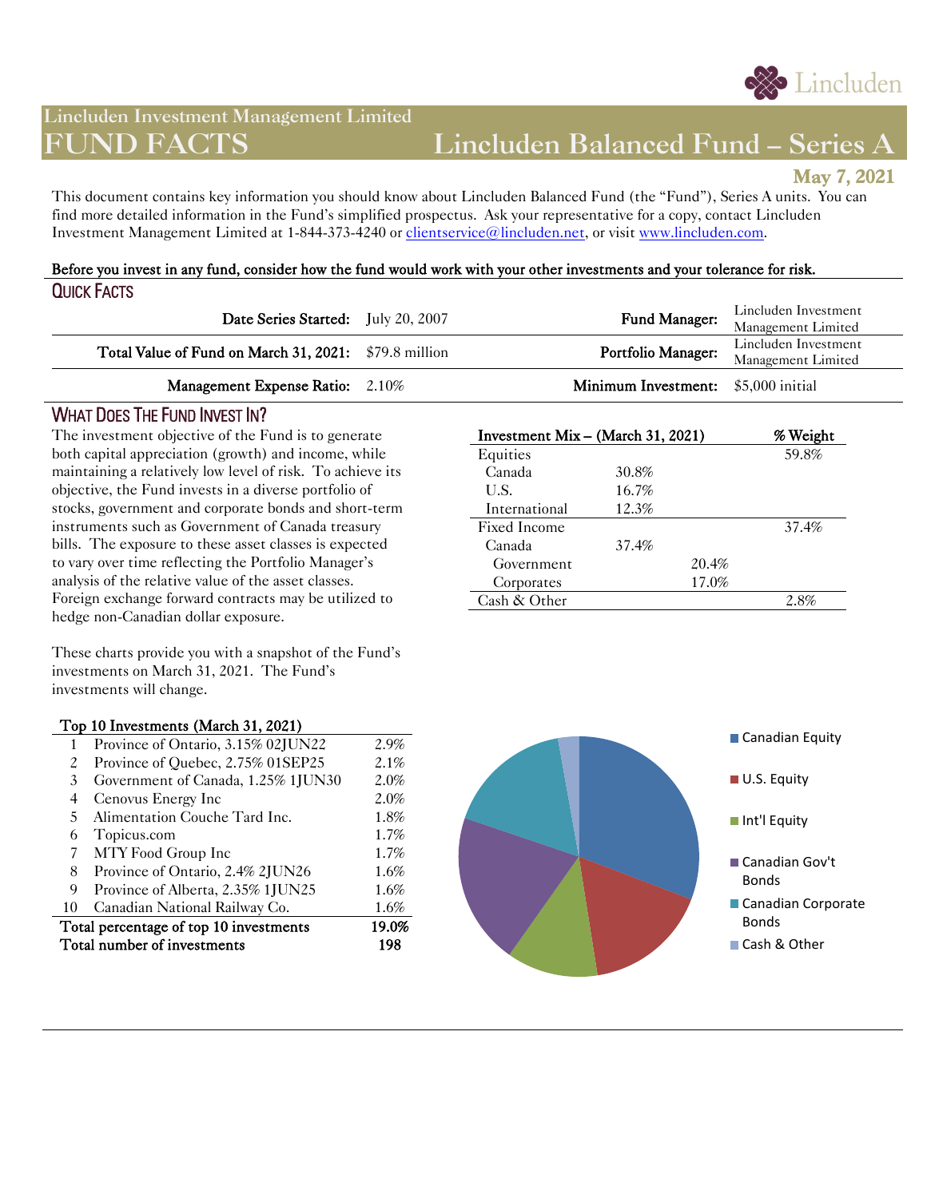Lincluden

# Lincluden Investment Management Limited
# FUND FACTS

## Lincluden Balanced Fund – Series A

**May 7, 2021**

This document contains key information you should know about Lincluden Balanced Fund (the "Fund"), Series A units. You can find more detailed information in the Fund's simplified prospectus. Ask your representative for a copy, contact Lincluden Investment Management Limited at 1-844-373-4240 or clientservice@lincluden.net, or visit www.lincluden.com.

**Before you invest in any fund, consider how the fund would work with your other investments and your tolerance for risk.**

## Quick Facts

| | | | |
|---|---|---|---|
| **Date Series Started:** | July 20, 2007 | **Fund Manager:** | Lincluden Investment Management Limited |
| **Total Value of Fund on March 31, 2021:** | $79.8 million | **Portfolio Manager:** | Lincluden Investment Management Limited |
| **Management Expense Ratio:** | 2.10% | **Minimum Investment:** | $5,000 initial |

## What Does The Fund Invest In?

The investment objective of the Fund is to generate both capital appreciation (growth) and income, while maintaining a relatively low level of risk. To achieve its objective, the Fund invests in a diverse portfolio of stocks, government and corporate bonds and short-term instruments such as Government of Canada treasury bills. The exposure to these asset classes is expected to vary over time reflecting the Portfolio Manager's analysis of the relative value of the asset classes. Foreign exchange forward contracts may be utilized to hedge non-Canadian dollar exposure.

These charts provide you with a snapshot of the Fund's investments on March 31, 2021. The Fund's investments will change.

| Investment Mix – (March 31, 2021) | | | % Weight |
|---|---|---|---|
| Equities | | | 59.8% |
| Canada | 30.8% | | |
| U.S. | 16.7% | | |
| International | 12.3% | | |
| Fixed Income | | | 37.4% |
| Canada | 37.4% | | |
| Government | | 20.4% | |
| Corporates | | 17.0% | |
| Cash & Other | | | 2.8% |

| Top 10 Investments (March 31, 2021) | | |
|---|---|---|
| 1 | Province of Ontario, 3.15% 02JUN22 | 2.9% |
| 2 | Province of Quebec, 2.75% 01SEP25 | 2.1% |
| 3 | Government of Canada, 1.25% 1JUN30 | 2.0% |
| 4 | Cenovus Energy Inc | 2.0% |
| 5 | Alimentation Couche Tard Inc. | 1.8% |
| 6 | Topicus.com | 1.7% |
| 7 | MTY Food Group Inc | 1.7% |
| 8 | Province of Ontario, 2.4% 2JUN26 | 1.6% |
| 9 | Province of Alberta, 2.35% 1JUN25 | 1.6% |
| 10 | Canadian National Railway Co. | 1.6% |
| **Total percentage of top 10 investments** | | **19.0%** |
| **Total number of investments** | | **198** |

Canadian Equity
U.S. Equity
Int'l Equity
Canadian Gov't Bonds
Canadian Corporate Bonds
Cash & Other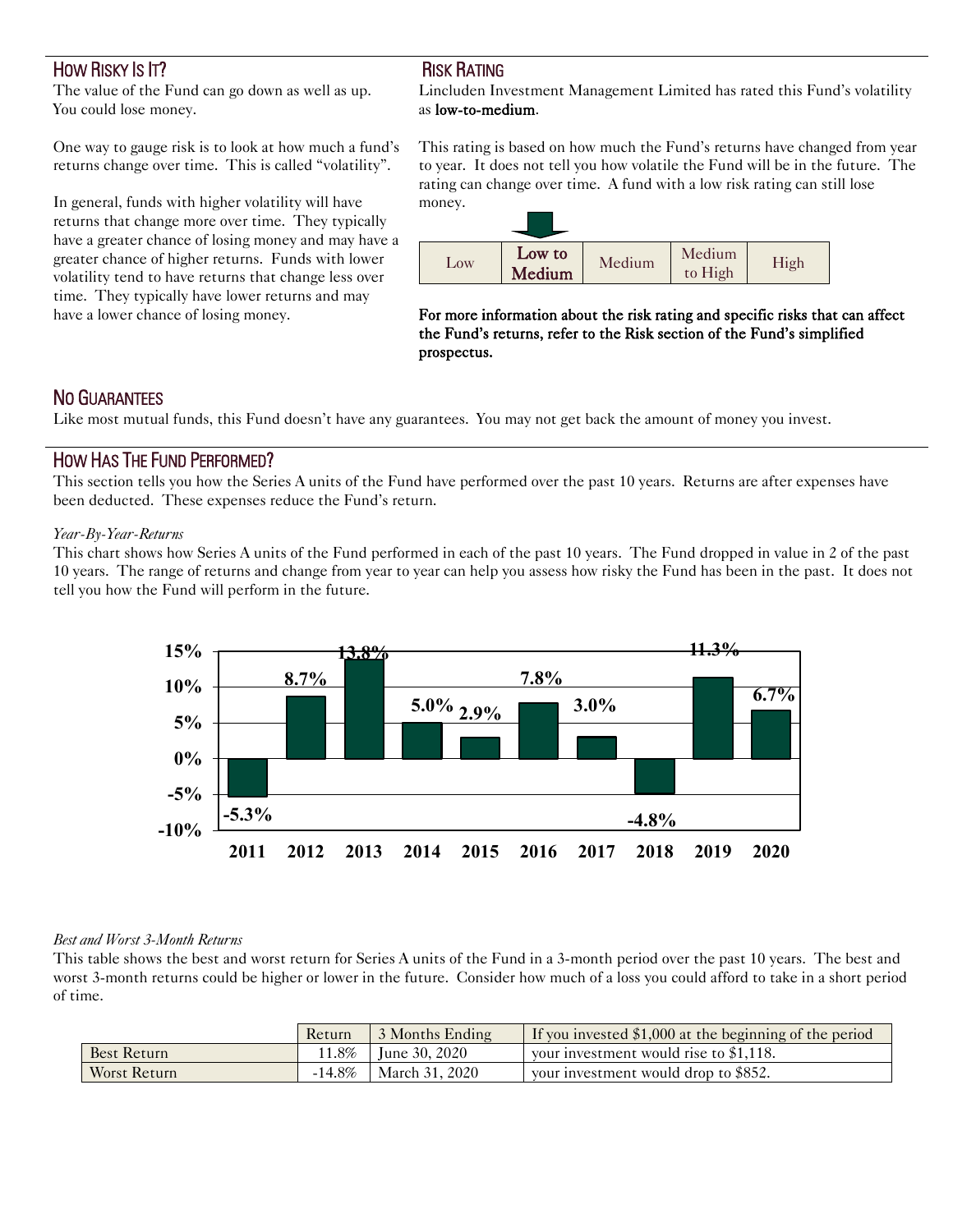## How Risky Is It?

The value of the Fund can go down as well as up. You could lose money.

One way to gauge risk is to look at how much a fund's returns change over time. This is called "volatility".

In general, funds with higher volatility will have returns that change more over time. They typically have a greater chance of losing money and may have a greater chance of higher returns. Funds with lower volatility tend to have returns that change less over time. They typically have lower returns and may have a lower chance of losing money.

## Risk Rating

Lincluden Investment Management Limited has rated this Fund's volatility as **low-to-medium**.

This rating is based on how much the Fund's returns have changed from year to year. It does not tell you how volatile the Fund will be in the future. The rating can change over time. A fund with a low risk rating can still lose money.

| Low | **Low to Medium** | Medium | Medium to High | High |
|---|---|---|---|---|

**For more information about the risk rating and specific risks that can affect the Fund's returns, refer to the Risk section of the Fund's simplified prospectus.**

## No Guarantees

Like most mutual funds, this Fund doesn't have any guarantees. You may not get back the amount of money you invest.

## How Has The Fund Performed?

This section tells you how the Series A units of the Fund have performed over the past 10 years. Returns are after expenses have been deducted. These expenses reduce the Fund's return.

*Year-By-Year-Returns*

This chart shows how Series A units of the Fund performed in each of the past 10 years. The Fund dropped in value in 2 of the past 10 years. The range of returns and change from year to year can help you assess how risky the Fund has been in the past. It does not tell you how the Fund will perform in the future.

15%
10%
5%
0%
-5%
-10%

-5.3% 8.7% 13.8% 5.0% 2.9% 7.8% 3.0% -4.8% 11.3% 6.7%

2011 2012 2013 2014 2015 2016 2017 2018 2019 2020

*Best and Worst 3-Month Returns*

This table shows the best and worst return for Series A units of the Fund in a 3-month period over the past 10 years. The best and worst 3-month returns could be higher or lower in the future. Consider how much of a loss you could afford to take in a short period of time.

| | Return | 3 Months Ending | If you invested $1,000 at the beginning of the period |
|---|---|---|---|
| Best Return | 11.8% | June 30, 2020 | your investment would rise to $1,118. |
| Worst Return | -14.8% | March 31, 2020 | your investment would drop to $852. |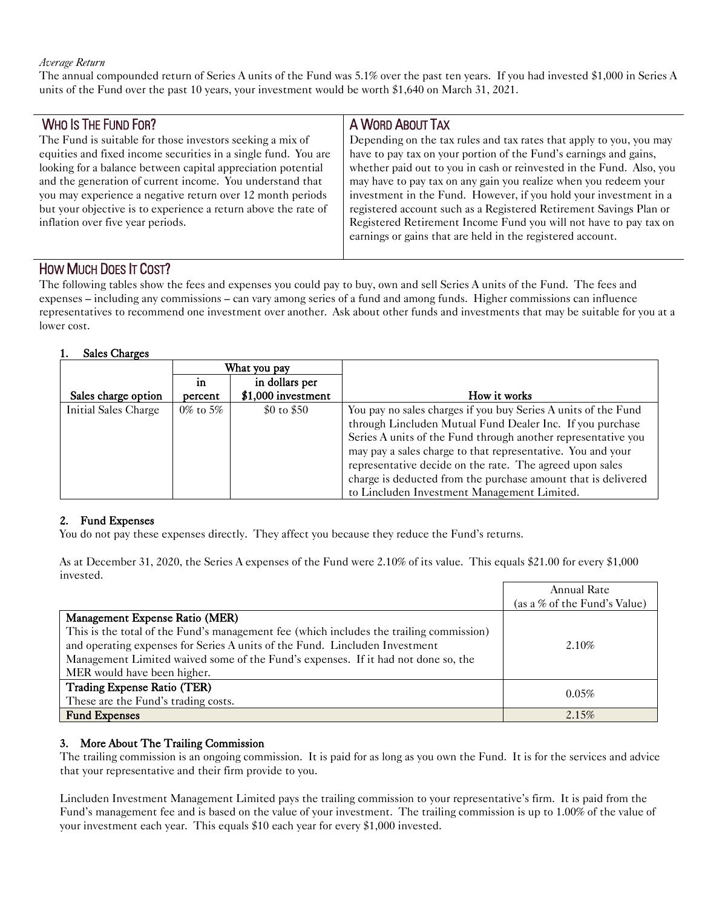*Average Return*

The annual compounded return of Series A units of the Fund was 5.1% over the past ten years. If you had invested $1,000 in Series A units of the Fund over the past 10 years, your investment would be worth $1,640 on March 31, 2021.

## WHO IS THE FUND FOR?

The Fund is suitable for those investors seeking a mix of equities and fixed income securities in a single fund. You are looking for a balance between capital appreciation potential and the generation of current income. You understand that you may experience a negative return over 12 month periods but your objective is to experience a return above the rate of inflation over five year periods.

## A WORD ABOUT TAX

Depending on the tax rules and tax rates that apply to you, you may have to pay tax on your portion of the Fund's earnings and gains, whether paid out to you in cash or reinvested in the Fund. Also, you may have to pay tax on any gain you realize when you redeem your investment in the Fund. However, if you hold your investment in a registered account such as a Registered Retirement Savings Plan or Registered Retirement Income Fund you will not have to pay tax on earnings or gains that are held in the registered account.

## HOW MUCH DOES IT COST?

The following tables show the fees and expenses you could pay to buy, own and sell Series A units of the Fund. The fees and expenses – including any commissions – can vary among series of a fund and among funds. Higher commissions can influence representatives to recommend one investment over another. Ask about other funds and investments that may be suitable for you at a lower cost.

### 1. Sales Charges

| | What you pay | | |
|---|---|---|---|
| Sales charge option | in percent | in dollars per $1,000 investment | How it works |
| Initial Sales Charge | 0% to 5% | $0 to $50 | You pay no sales charges if you buy Series A units of the Fund through Lincluden Mutual Fund Dealer Inc. If you purchase Series A units of the Fund through another representative you may pay a sales charge to that representative. You and your representative decide on the rate. The agreed upon sales charge is deducted from the purchase amount that is delivered to Lincluden Investment Management Limited. |

### 2. Fund Expenses

You do not pay these expenses directly. They affect you because they reduce the Fund's returns.

As at December 31, 2020, the Series A expenses of the Fund were 2.10% of its value. This equals $21.00 for every $1,000 invested.

| | Annual Rate (as a % of the Fund's Value) |
|---|---|
| **Management Expense Ratio (MER)**<br>This is the total of the Fund's management fee (which includes the trailing commission) and operating expenses for Series A units of the Fund. Lincluden Investment Management Limited waived some of the Fund's expenses. If it had not done so, the MER would have been higher. | 2.10% |
| **Trading Expense Ratio (TER)**<br>These are the Fund's trading costs. | 0.05% |
| **Fund Expenses** | 2.15% |

### 3. More About The Trailing Commission

The trailing commission is an ongoing commission. It is paid for as long as you own the Fund. It is for the services and advice that your representative and their firm provide to you.

Lincluden Investment Management Limited pays the trailing commission to your representative's firm. It is paid from the Fund's management fee and is based on the value of your investment. The trailing commission is up to 1.00% of the value of your investment each year. This equals $10 each year for every $1,000 invested.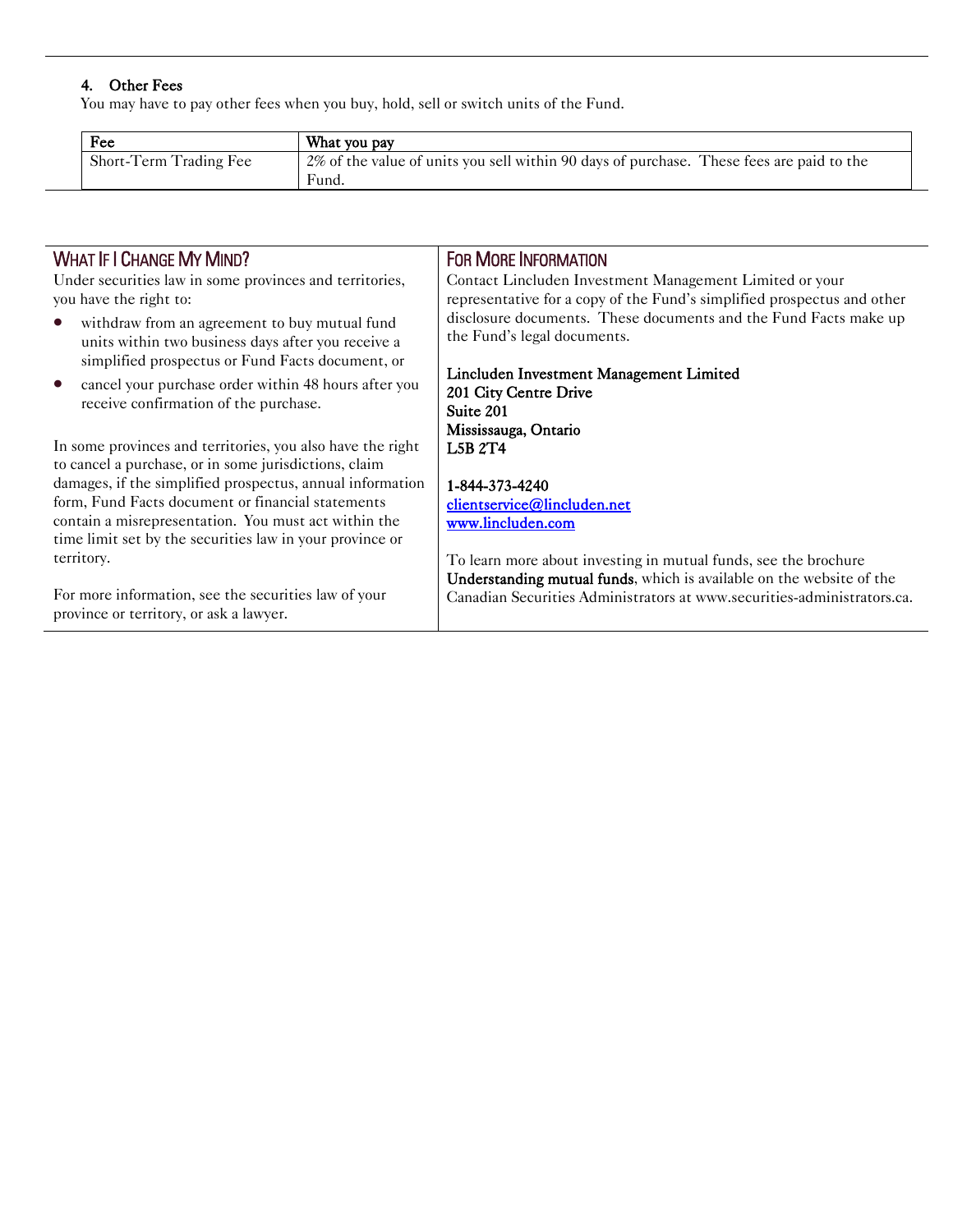### 4. Other Fees

You may have to pay other fees when you buy, hold, sell or switch units of the Fund.

| Fee | What you pay |
|---|---|
| Short-Term Trading Fee | 2% of the value of units you sell within 90 days of purchase. These fees are paid to the Fund. |

## What If I Change My Mind?

Under securities law in some provinces and territories, you have the right to:

- withdraw from an agreement to buy mutual fund units within two business days after you receive a simplified prospectus or Fund Facts document, or
- cancel your purchase order within 48 hours after you receive confirmation of the purchase.

In some provinces and territories, you also have the right to cancel a purchase, or in some jurisdictions, claim damages, if the simplified prospectus, annual information form, Fund Facts document or financial statements contain a misrepresentation. You must act within the time limit set by the securities law in your province or territory.

For more information, see the securities law of your province or territory, or ask a lawyer.

## For More Information

Contact Lincluden Investment Management Limited or your representative for a copy of the Fund's simplified prospectus and other disclosure documents. These documents and the Fund Facts make up the Fund's legal documents.

**Lincluden Investment Management Limited**
**201 City Centre Drive**
**Suite 201**
**Mississauga, Ontario**
**L5B 2T4**

**1-844-373-4240**
clientservice@lincluden.net
www.lincluden.com

To learn more about investing in mutual funds, see the brochure **Understanding mutual funds**, which is available on the website of the Canadian Securities Administrators at www.securities-administrators.ca.